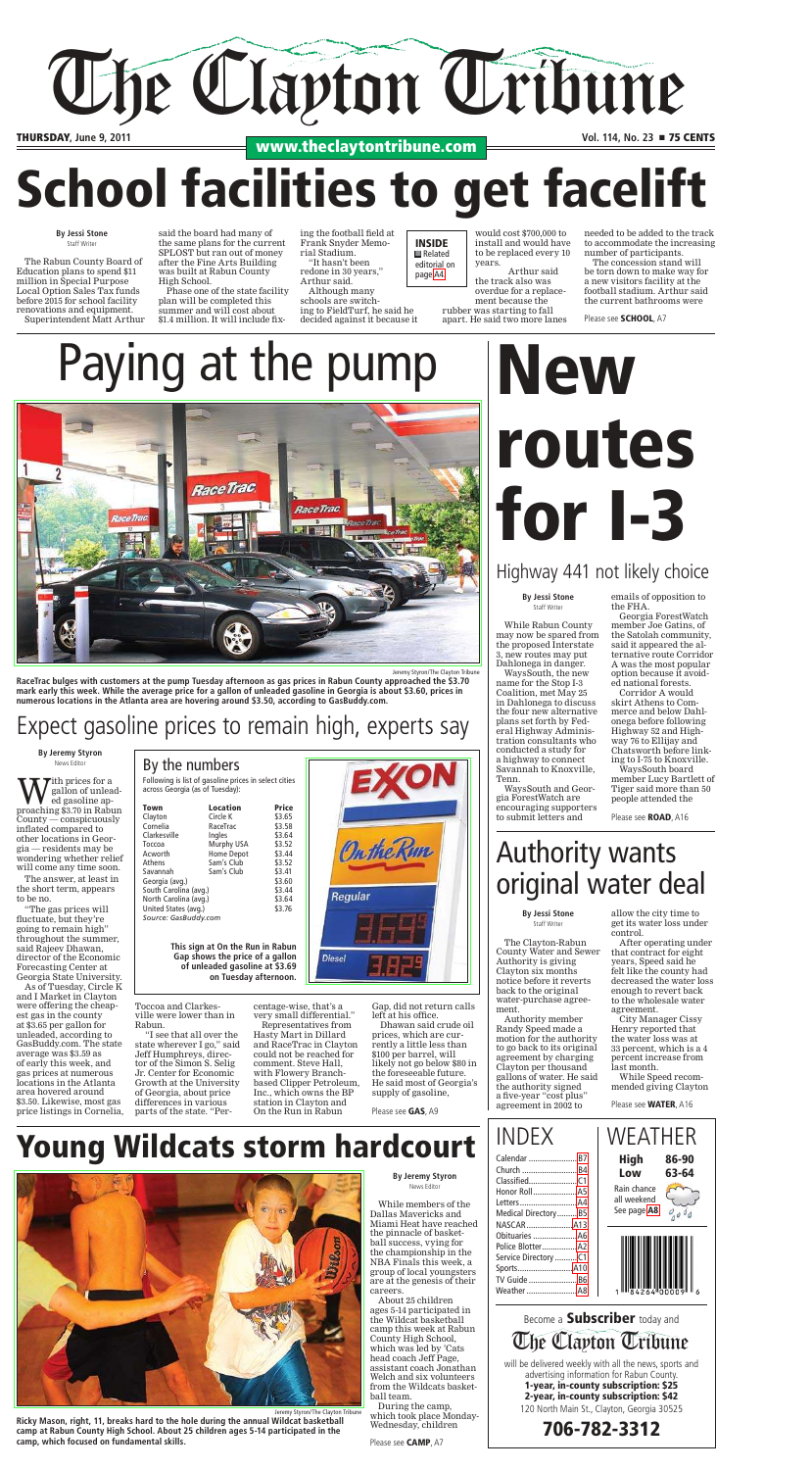# The Clayton Tribune

**THURSDAY**, June 9, 2011 — www.theclaytontribune.com — Vol. 114, No. 23 ■ 75 CENTS

# School facilities to get facelift

**By Jessi Stone**
Staff Writer

The Rabun County Board of Education plans to spend $11 million in Special Purpose Local Option Sales Tax funds before 2015 for school facility renovations and equipment.

Superintendent Matt Arthur said the board had many of the same plans for the current SPLOST but ran out of money after the Fine Arts Building was built at Rabun County High School.

Phase one of the state facility plan will be completed this summer and will cost about $1.4 million. It will include fixing the football field at Frank Snyder Memorial Stadium.

"It hasn't been redone in 30 years," Arthur said.

Although many schools are switching to FieldTurf, he said he decided against it because it would cost $700,000 to install and would have to be replaced every 10 years.

**INSIDE** ■ Related editorial on page A4

Arthur said the track also was overdue for a replacement because the rubber was starting to fall apart. He said two more lanes needed to be added to the track to accommodate the increasing number of participants.

The concession stand will be torn down to make way for a new visitors facility at the football stadium. Arthur said the current bathrooms were

Please see **SCHOOL**, A7

# Paying at the pump

Jeremy Styron/The Clayton Tribune

**RaceTrac bulges with customers at the pump Tuesday afternoon as gas prices in Rabun County approached the $3.70 mark early this week. While the average price for a gallon of unleaded gasoline in Georgia is about $3.60, prices in numerous locations in the Atlanta area are hovering around $3.50, according to GasBuddy.com.**

## Expect gasoline prices to remain high, experts say

**By Jeremy Styron**
News Editor

With prices for a gallon of unleaded gasoline approaching $3.70 in Rabun County — conspicuously inflated compared to other locations in Georgia — residents may be wondering whether relief will come any time soon.

The answer, at least in the short term, appears to be no.

"The gas prices will fluctuate, but they're going to remain high" throughout the summer, said Rajeev Dhawan, director of the Economic Forecasting Center at Georgia State University.

As of Tuesday, Circle K and I Market in Clayton were offering the cheapest gas in the county at $3.65 per gallon for unleaded, according to GasBuddy.com. The state average was $3.59 as of early this week, and gas prices at numerous locations in the Atlanta area hovered around $3.50. Likewise, most gas price listings in Cornelia, Toccoa and Clarkesville were lower than in Rabun.

"I see that all over the state wherever I go," said Jeff Humphreys, director of the Simon S. Selig Jr. Center for Economic Growth at the University of Georgia, about price differences in various parts of the state. "Percentage-wise, that's a very small differential."

Representatives from Hasty Mart in Dillard and RaceTrac in Clayton could not be reached for comment. Steve Hall, with Flowery Branch-based Clipper Petroleum, Inc., which owns the BP station in Clayton and On the Run in Rabun Gap, did not return calls left at his office.

Dhawan said crude oil prices, which are currently a little less than $100 per barrel, will likely not go below $80 in the foreseeable future. He said most of Georgia's supply of gasoline,

Please see **GAS**, A9

### By the numbers

Following is list of gasoline prices in select cities across Georgia (as of Tuesday):

| Town | Location | Price |
|---|---|---|
| Clayton | Circle K | $3.65 |
| Cornelia | RaceTrac | $3.58 |
| Clarkesville | Ingles | $3.64 |
| Toccoa | Murphy USA | $3.52 |
| Acworth | Home Depot | $3.44 |
| Athens | Sam's Club | $3.52 |
| Savannah | Sam's Club | $3.41 |
| Georgia (avg.) | | $3.60 |
| South Carolina (avg.) | | $3.44 |
| North Carolina (avg.) | | $3.64 |
| United States (avg.) | | $3.76 |

*Source: GasBuddy.com*

**This sign at On the Run in Rabun Gap shows the price of a gallon of unleaded gasoline at $3.69 on Tuesday afternoon.**

# New routes for I-3

## Highway 441 not likely choice

**By Jessi Stone**
Staff Writer

While Rabun County may now be spared from the proposed Interstate 3, new routes may put Dahlonega in danger.

WaysSouth, the new name for the Stop I-3 Coalition, met May 25 in Dahlonega to discuss the four new alternative plans set forth by Federal Highway Administration consultants who conducted a study for a highway to connect Savannah to Knoxville, Tenn.

WaysSouth and Georgia ForestWatch are encouraging supporters to submit letters and emails of opposition to the FHA.

Georgia ForestWatch member Joe Gatins, of the Satolah community, said it appeared the alternative route Corridor A was the most popular option because it avoided national forests.

Corridor A would skirt Athens to Commerce and below Dahlonega before following Highway 52 and Highway 76 to Ellijay and Chatsworth before linking to I-75 to Knoxville.

WaysSouth board member Lucy Bartlett of Tiger said more than 50 people attended the

Please see **ROAD**, A16

# Authority wants original water deal

**By Jessi Stone**
Staff Writer

The Clayton-Rabun County Water and Sewer Authority is giving Clayton six months notice before it reverts back to the original water-purchase agreement.

Authority member Randy Speed made a motion for the authority to go back to its original agreement by charging Clayton per thousand gallons of water. He said the authority signed a five-year "cost plus" agreement in 2002 to allow the city time to get its water loss under control.

After operating under that contract for eight years, Speed said he felt like the county had decreased the water loss enough to revert back to the wholesale water agreement.

City Manager Cissy Henry reported that the water loss was at 33 percent, which is a 4 percent increase from last month.

While Speed recommended giving Clayton

Please see **WATER**, A16

# Young Wildcats storm hardcourt

Jeremy Styron/The Clayton Tribune

**Ricky Mason, right, 11, breaks hard to the hole during the annual Wildcat basketball camp at Rabun County High School. About 25 children ages 5-14 participated in the camp, which focused on fundamental skills.**

**By Jeremy Styron**
News Editor

While members of the Dallas Mavericks and Miami Heat have reached the pinnacle of basketball success, vying for the championship in the NBA Finals this week, a group of local youngsters are at the genesis of their careers.

About 25 children ages 5-14 participated in the Wildcat basketball camp this week at Rabun County High School, which was led by 'Cats head coach Jeff Page, assistant coach Jonathan Welch and six volunteers from the Wildcats basketball team.

During the camp, which took place Monday-Wednesday, children

Please see **CAMP**, A7

## INDEX

| Section | Page |
|---|---|
| Calendar | B7 |
| Church | B4 |
| Classified | C1 |
| Honor Roll | A5 |
| Letters | A4 |
| Medical Directory | B5 |
| NASCAR | A13 |
| Obituaries | A6 |
| Police Blotter | A2 |
| Service Directory | C1 |
| Sports | A10 |
| TV Guide | B6 |
| Weather | A8 |

## WEATHER

**High** 86-90
**Low** 63-64

Rain chance all weekend
See page A8

Become a **Subscriber** today and The Clayton Tribune will be delivered weekly with all the news, sports and advertising information for Rabun County.

**1-year, in-county subscription: $25**
**2-year, in-county subscription: $42**

120 North Main St., Clayton, Georgia 30525

**706-782-3312**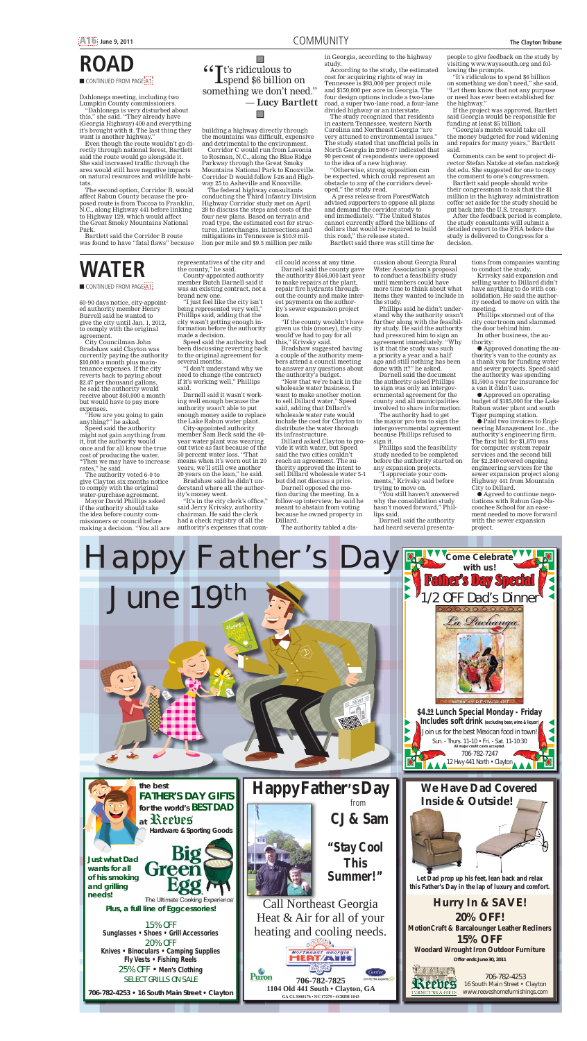# ROAD

■ CONTINUED FROM PAGE A1

Dahlonega meeting, including two Lumpkin County commissioners.

"Dahlonega is very disturbed about this," she said. "They already have (Georgia Highway) 400 and everything it's brought with it. The last thing they want is another highway."

Even though the route wouldn't go directly through national forest, Bartlett said the route would go alongside it. She said increased traffic through the area would still have negative impacts on natural resources and wildlife habitats.

The second option, Corridor B, would affect Rabun County because the proposed route is from Toccoa to Franklin, N.C., along Highway 441 before linking to Highway 129, which would affect the Great Smoky Mountains National Park.

Bartlett said the Corridor B route was found to have "fatal flaws" because building a highway directly through the mountains was difficult, expensive and detrimental to the environment.

> "It's ridiculous to spend $6 billion on something we don't need."
> — **Lucy Bartlett**

Corridor C would run from Lavonia to Rosman, N.C., along the Blue Ridge Parkway through the Great Smoky Mountains National Park to Knoxville. Corridor D would follow I-26 and Highway 25 to Asheville and Knoxville.

The federal highway consultants conducting the Third Infantry Division Highway Corridor study met on April 28 to discuss the steps and costs of the four new plans. Based on terrain and road type, the estimated cost for structures, interchanges, intersections and mitigations in Tennessee is $10.9 million per mile and $9.5 million per mile in Georgia, according to the highway study.

According to the study, the estimated cost for acquiring rights of way in Tennessee is $93,000 per project mile and $150,000 per acre in Georgia. The four design options include a two-lane road, a super two-lane road, a four-lane divided highway or an interstate.

The study recognized that residents in eastern Tennessee, western North Carolina and Northeast Georgia "are very attuned to environmental issues." The study stated that unofficial polls in North Georgia in 2006-07 indicated that 90 percent of respondents were opposed to the idea of a new highway.

"Otherwise, strong opposition can be expected, which could represent an obstacle to any of the corridors developed," the study read.

A press release from ForestWatch advised supporters to oppose all plans and demand the corridor study to end immediately. "The United States cannot currently afford the billions of dollars that would be required to build this road," the release stated.

Bartlett said there was still time for people to give feedback on the study by visiting www.wayssouth.org and following the prompts.

"It's ridiculous to spend $6 billion on something we don't need," she said. "Let them know that not any purpose or need has ever been established for the highway."

If the project was approved, Bartlett said Georgia would be responsible for funding at least $5 billion.

"Georgia's match would take all the money budgeted for road widening and repairs for many years," Bartlett said.

Comments can be sent to project director Stefan Natzke at stefan.natzke@dot.edu. She suggested for one to copy the comment to one's congressmen.

Bartlett said people should write their congressman to ask that the $1 million in the highway administration coffer set aside for the study should be put back into the U.S. treasury.

After the feedback period is complete, the study consultants will submit a detailed report to the FHA before the study is delivered to Congress for a decision.

# WATER

■ CONTINUED FROM PAGE A1

60-90 days notice, city-appointed authority member Henry Burrell said he wanted to give the city until Jan. 1, 2012, to comply with the original agreement.

City Councilman John Bradshaw said Clayton was currently paying the authority $10,000 a month plus maintenance expenses. If the city reverts back to paying about $2.47 per thousand gallons, he said the authority would receive about $60,000 a month but would have to pay more expenses.

"How are you going to gain anything?" he asked.

Speed said the authority might not gain anything from it, but the authority would once and for all know the true cost of producing the water. "Then we may have to increase rates," he said.

The authority voted 6-0 to give Clayton six months notice to comply with the original water-purchase agreement.

Mayor David Phillips asked if the authority should take the idea before county commissioners or council before making a decision. "You all are representatives of the city and the county," he said.

County-appointed authority member Butch Darnell said it was an existing contract, not a brand new one.

"I just feel like the city isn't being represented very well," Phillips said, adding that the city wasn't getting enough information before the authority made a decision.

Speed said the authority had been discussing reverting back to the original agreement for several months.

"I don't understand why we need to change (the contract) if it's working well," Phillips said.

Darnell said it wasn't working well enough because the authority wasn't able to put enough money aside to replace the Lake Rabun water plant.

City-appointed authority member Sam Beck said the 40-year water plant was wearing out twice as fast because of the 50 percent water loss. "That means when it's worn out in 20 years, we'll still owe another 20 years on the loan," he said.

Bradshaw said he didn't understand where all the authority's money went.

"It's in the city clerk's office," said Jerry Krivsky, authority chairman. He said the clerk had a check registry of all the authority's expenses that council could access at any time.

Darnell said the county gave the authority $146,000 last year to make repairs at the plant, repair fire hydrants throughout the county and make interest payments on the authority's sewer expansion project loan.

"If the county wouldn't have given us this (money), the city would've had to pay for all this," Krivsky said.

Bradshaw suggested having a couple of the authority members attend a council meeting to answer any questions about the authority's budget.

"Now that we're back in the wholesale water business, I want to make another motion to sell Dillard water," Speed said, adding that Dillard's wholesale water rate would include the cost for Clayton to distribute the water through its infrastructure.

Dillard asked Clayton to provide it with water, but Speed said the two cities couldn't reach an agreement. The authority approved the intent to sell Dillard wholesale water 5-1 but did not discuss a price.

Darnell opposed the motion during the meeting. In a follow-up interview, he said he meant to abstain from voting because he owned property in Dillard.

The authority tabled a discussion about Georgia Rural Water Association's proposal to conduct a feasibility study until members could have more time to think about what items they wanted to include in the study.

Phillips said he didn't understand why the authority wasn't further along with the feasibility study. He said the authority had pressured him to sign an agreement immediately. "Why is it that the study was such a priority a year and a half ago and still nothing has been done with it?" he asked.

Darnell said the document the authority asked Phillips to sign was only an intergovernmental agreement for the county and all municipalities involved to share information.

The authority had to get the mayor pro tem to sign the intergovernmental agreement because Phillips refused to sign it.

Phillips said the feasibility study needed to be completed before the authority started on any expansion projects.

"I appreciate your comments," Krivsky said before trying to move on.

"You still haven't answered why the consolidation study hasn't moved forward," Phillips said.

Darnell said the authority had heard several presentations from companies wanting to conduct the study.

Krivsky said expansion and selling water to Dillard didn't have anything to do with consolidation. He said the authority needed to move on with the meeting.

Phillips stormed out of the city courtroom and slammed the door behind him.

In other business, the authority:

- Approved donating the authority's van to the county as a thank you for funding water and sewer projects. Speed said the authority was spending $1,500 a year for insurance for a van it didn't use.
- Approved an operating budget of $185,000 for the Lake Rabun water plant and south Tiger pumping station.
- Paid two invoices to Engineering Management Inc., the authority's engineering firm. The first bill for $1,870 was for computer system repair services and the second bill for $2,240 covered ongoing engineering services for the sewer expansion project along Highway 441 from Mountain City to Dillard.
- Agreed to continue negotiations with Rabun Gap-Nacoochee School for an easement needed to move forward with the sewer expansion project.

---

Happy Father's Day June 19th

Come Celebrate with us! Father's Day Special 1/2 OFF Dad's Dinner

La Puchanga Mexican Restaurant

$4.99 Lunch Special Monday - Friday Includes soft drink (excluding beer, wine & liquor)
Join us for the best Mexican food in town!
Sun. - Thurs. 11-10 • Fri. - Sat. 11-10:30
All major credit cards accepted.
706-782-7247
12 Hwy 441 North • Clayton

---

the best FATHER'S DAY GIFTS for the world's BEST DAD at Reeves Hardware & Sporting Goods

Just what Dad wants for all of his smoking and grilling needs!

Big Green Egg — The Ultimate Cooking Experience

Plus, a full line of Eggcessories!

15% OFF Sunglasses • Shoes • Grill Accessories
20% OFF Knives • Binoculars • Camping Supplies Fly Vests • Fishing Reels
25% OFF • Men's Clothing
SELECT GRILLS ON SALE

706-782-4253 • 16 South Main Street • Clayton

---

Happy Father's Day from CJ & Sam

"Stay Cool This Summer!"

Call Northeast Georgia Heat & Air for all of your heating and cooling needs.

Northeast Georgia Heat/Air

Puron — Carrier

706-782-7825
1104 Old 441 South • Clayton, GA
GA CL 3000176 • NC 17279 • SCRBH 1043

---

We Have Dad Covered Inside & Outside!

Let Dad prop up his feet, lean back and relax this Father's Day in the lap of luxury and comfort.

Hurry In & SAVE!

20% OFF MotionCraft & Barcalounger Leather Recliners

15% OFF Woodard Wrought Iron Outdoor Furniture

Offer ends June 30, 2011

Reeves Furniture & Gifts
706-782-4253
16 South Main Street • Clayton
www.reeveshomefurnishings.com